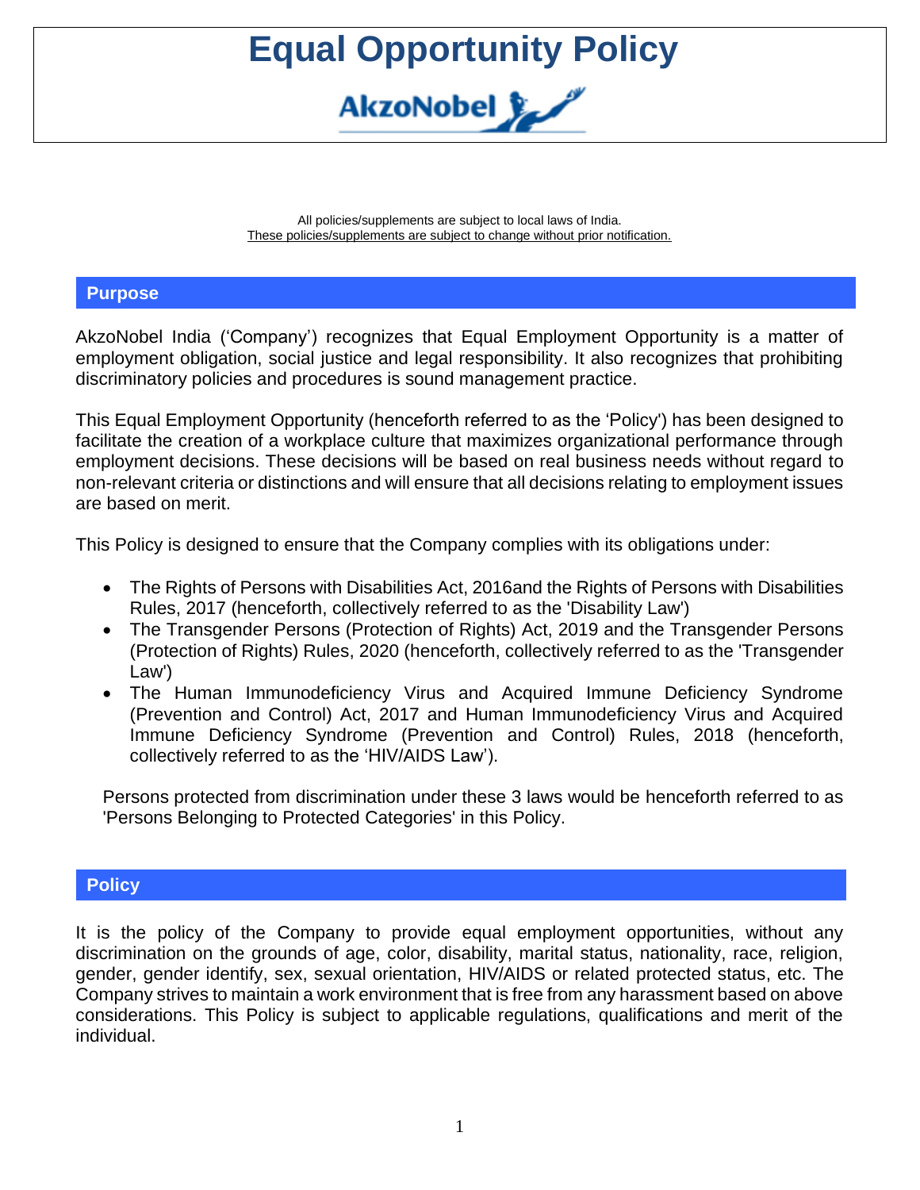# Equal Opportunity Policy

AkzoNobel

All policies/supplements are subject to local laws of India.
These policies/supplements are subject to change without prior notification.

## Purpose

AkzoNobel India ('Company') recognizes that Equal Employment Opportunity is a matter of employment obligation, social justice and legal responsibility. It also recognizes that prohibiting discriminatory policies and procedures is sound management practice.

This Equal Employment Opportunity (henceforth referred to as the 'Policy') has been designed to facilitate the creation of a workplace culture that maximizes organizational performance through employment decisions. These decisions will be based on real business needs without regard to non-relevant criteria or distinctions and will ensure that all decisions relating to employment issues are based on merit.

This Policy is designed to ensure that the Company complies with its obligations under:

- The Rights of Persons with Disabilities Act, 2016and the Rights of Persons with Disabilities Rules, 2017 (henceforth, collectively referred to as the 'Disability Law')
- The Transgender Persons (Protection of Rights) Act, 2019 and the Transgender Persons (Protection of Rights) Rules, 2020 (henceforth, collectively referred to as the 'Transgender Law')
- The Human Immunodeficiency Virus and Acquired Immune Deficiency Syndrome (Prevention and Control) Act, 2017 and Human Immunodeficiency Virus and Acquired Immune Deficiency Syndrome (Prevention and Control) Rules, 2018 (henceforth, collectively referred to as the 'HIV/AIDS Law').

Persons protected from discrimination under these 3 laws would be henceforth referred to as 'Persons Belonging to Protected Categories' in this Policy.

## Policy

It is the policy of the Company to provide equal employment opportunities, without any discrimination on the grounds of age, color, disability, marital status, nationality, race, religion, gender, gender identify, sex, sexual orientation, HIV/AIDS or related protected status, etc. The Company strives to maintain a work environment that is free from any harassment based on above considerations. This Policy is subject to applicable regulations, qualifications and merit of the individual.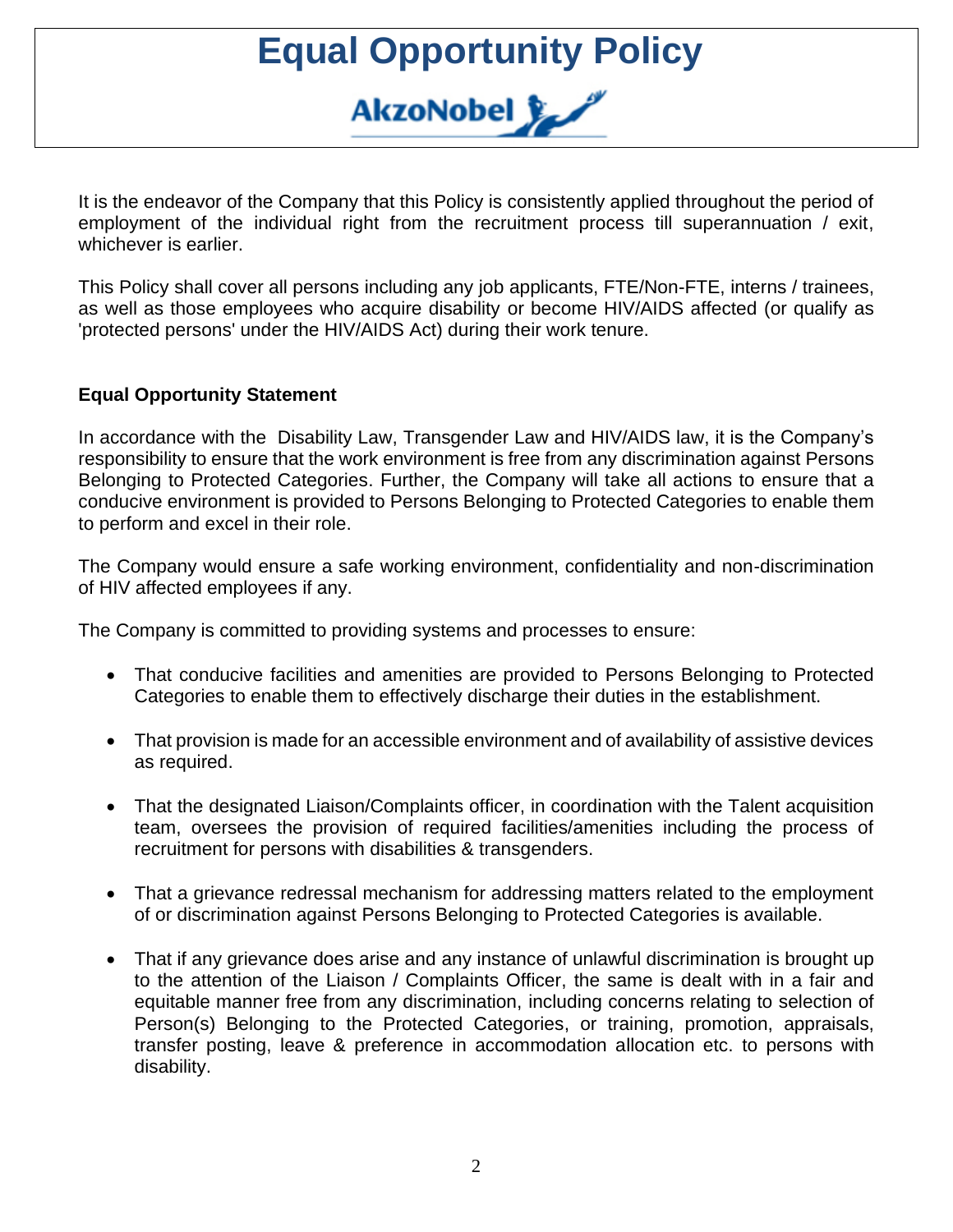# Equal Opportunity Policy

AkzoNobel

It is the endeavor of the Company that this Policy is consistently applied throughout the period of employment of the individual right from the recruitment process till superannuation / exit, whichever is earlier.

This Policy shall cover all persons including any job applicants, FTE/Non-FTE, interns / trainees, as well as those employees who acquire disability or become HIV/AIDS affected (or qualify as 'protected persons' under the HIV/AIDS Act) during their work tenure.

**Equal Opportunity Statement**

In accordance with the Disability Law, Transgender Law and HIV/AIDS law, it is the Company's responsibility to ensure that the work environment is free from any discrimination against Persons Belonging to Protected Categories. Further, the Company will take all actions to ensure that a conducive environment is provided to Persons Belonging to Protected Categories to enable them to perform and excel in their role.

The Company would ensure a safe working environment, confidentiality and non-discrimination of HIV affected employees if any.

The Company is committed to providing systems and processes to ensure:

- That conducive facilities and amenities are provided to Persons Belonging to Protected Categories to enable them to effectively discharge their duties in the establishment.
- That provision is made for an accessible environment and of availability of assistive devices as required.
- That the designated Liaison/Complaints officer, in coordination with the Talent acquisition team, oversees the provision of required facilities/amenities including the process of recruitment for persons with disabilities & transgenders.
- That a grievance redressal mechanism for addressing matters related to the employment of or discrimination against Persons Belonging to Protected Categories is available.
- That if any grievance does arise and any instance of unlawful discrimination is brought up to the attention of the Liaison / Complaints Officer, the same is dealt with in a fair and equitable manner free from any discrimination, including concerns relating to selection of Person(s) Belonging to the Protected Categories, or training, promotion, appraisals, transfer posting, leave & preference in accommodation allocation etc. to persons with disability.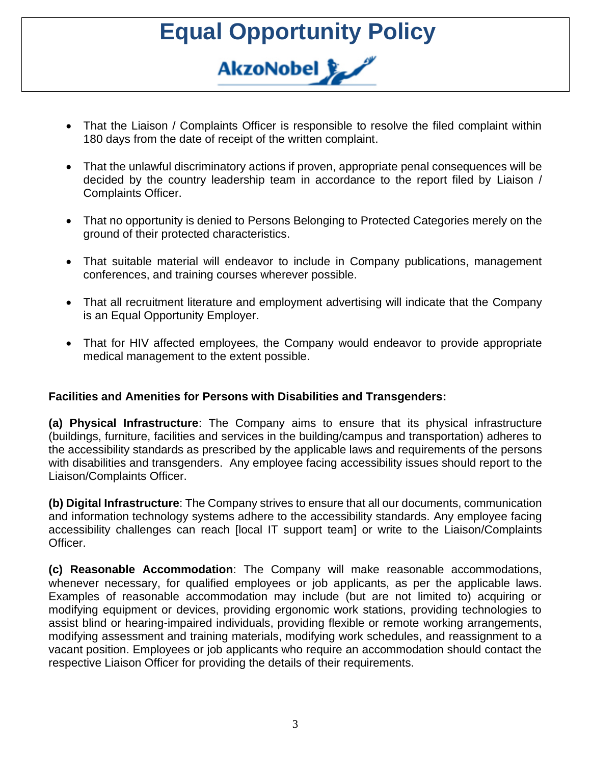- That the Liaison / Complaints Officer is responsible to resolve the filed complaint within 180 days from the date of receipt of the written complaint.

- That the unlawful discriminatory actions if proven, appropriate penal consequences will be decided by the country leadership team in accordance to the report filed by Liaison / Complaints Officer.

- That no opportunity is denied to Persons Belonging to Protected Categories merely on the ground of their protected characteristics.

- That suitable material will endeavor to include in Company publications, management conferences, and training courses wherever possible.

- That all recruitment literature and employment advertising will indicate that the Company is an Equal Opportunity Employer.

- That for HIV affected employees, the Company would endeavor to provide appropriate medical management to the extent possible.

**Facilities and Amenities for Persons with Disabilities and Transgenders:**

**(a) Physical Infrastructure**: The Company aims to ensure that its physical infrastructure (buildings, furniture, facilities and services in the building/campus and transportation) adheres to the accessibility standards as prescribed by the applicable laws and requirements of the persons with disabilities and transgenders. Any employee facing accessibility issues should report to the Liaison/Complaints Officer.

**(b) Digital Infrastructure**: The Company strives to ensure that all our documents, communication and information technology systems adhere to the accessibility standards. Any employee facing accessibility challenges can reach [local IT support team] or write to the Liaison/Complaints Officer.

**(c) Reasonable Accommodation**: The Company will make reasonable accommodations, whenever necessary, for qualified employees or job applicants, as per the applicable laws. Examples of reasonable accommodation may include (but are not limited to) acquiring or modifying equipment or devices, providing ergonomic work stations, providing technologies to assist blind or hearing-impaired individuals, providing flexible or remote working arrangements, modifying assessment and training materials, modifying work schedules, and reassignment to a vacant position. Employees or job applicants who require an accommodation should contact the respective Liaison Officer for providing the details of their requirements.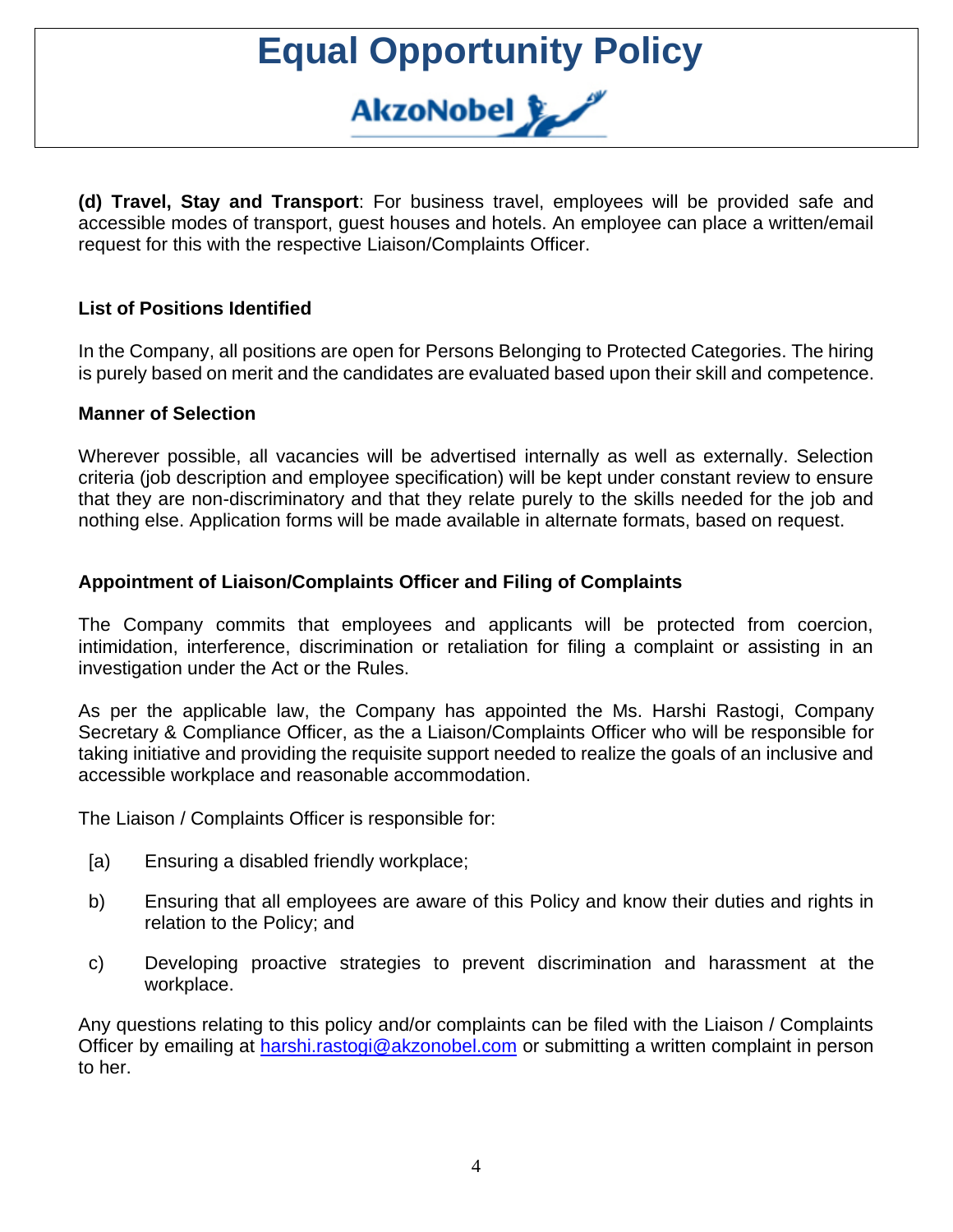**(d) Travel, Stay and Transport**: For business travel, employees will be provided safe and accessible modes of transport, guest houses and hotels. An employee can place a written/email request for this with the respective Liaison/Complaints Officer.

**List of Positions Identified**

In the Company, all positions are open for Persons Belonging to Protected Categories. The hiring is purely based on merit and the candidates are evaluated based upon their skill and competence.

**Manner of Selection**

Wherever possible, all vacancies will be advertised internally as well as externally. Selection criteria (job description and employee specification) will be kept under constant review to ensure that they are non-discriminatory and that they relate purely to the skills needed for the job and nothing else. Application forms will be made available in alternate formats, based on request.

**Appointment of Liaison/Complaints Officer and Filing of Complaints**

The Company commits that employees and applicants will be protected from coercion, intimidation, interference, discrimination or retaliation for filing a complaint or assisting in an investigation under the Act or the Rules.

As per the applicable law, the Company has appointed the Ms. Harshi Rastogi, Company Secretary & Compliance Officer, as the a Liaison/Complaints Officer who will be responsible for taking initiative and providing the requisite support needed to realize the goals of an inclusive and accessible workplace and reasonable accommodation.

The Liaison / Complaints Officer is responsible for:

[a) Ensuring a disabled friendly workplace;

b) Ensuring that all employees are aware of this Policy and know their duties and rights in relation to the Policy; and

c) Developing proactive strategies to prevent discrimination and harassment at the workplace.

Any questions relating to this policy and/or complaints can be filed with the Liaison / Complaints Officer by emailing at harshi.rastogi@akzonobel.com or submitting a written complaint in person to her.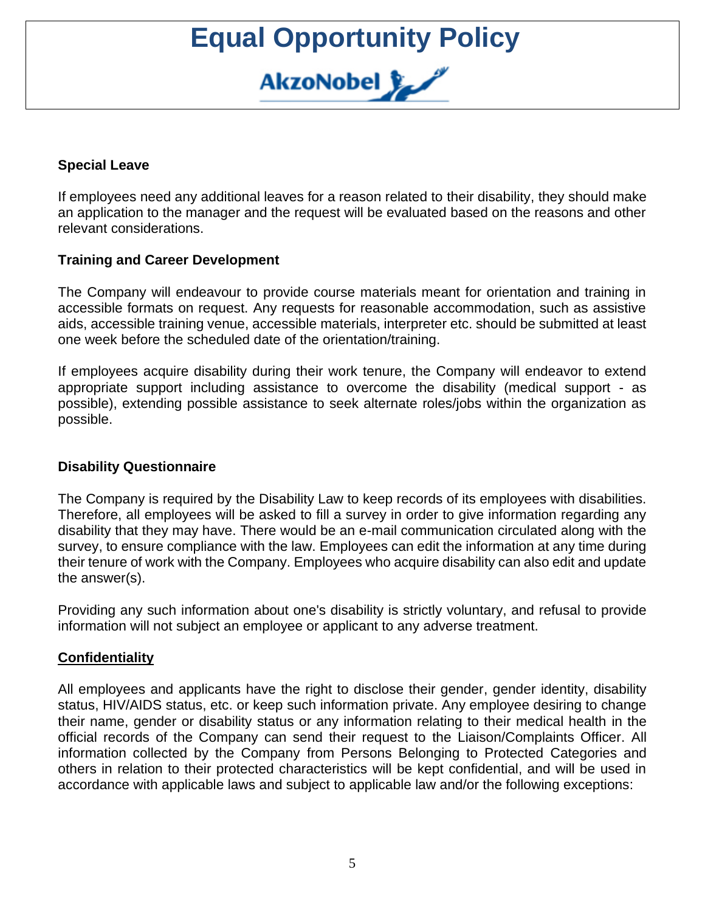## Special Leave

If employees need any additional leaves for a reason related to their disability, they should make an application to the manager and the request will be evaluated based on the reasons and other relevant considerations.

## Training and Career Development

The Company will endeavour to provide course materials meant for orientation and training in accessible formats on request. Any requests for reasonable accommodation, such as assistive aids, accessible training venue, accessible materials, interpreter etc. should be submitted at least one week before the scheduled date of the orientation/training.

If employees acquire disability during their work tenure, the Company will endeavor to extend appropriate support including assistance to overcome the disability (medical support - as possible), extending possible assistance to seek alternate roles/jobs within the organization as possible.

## Disability Questionnaire

The Company is required by the Disability Law to keep records of its employees with disabilities. Therefore, all employees will be asked to fill a survey in order to give information regarding any disability that they may have. There would be an e-mail communication circulated along with the survey, to ensure compliance with the law. Employees can edit the information at any time during their tenure of work with the Company. Employees who acquire disability can also edit and update the answer(s).

Providing any such information about one's disability is strictly voluntary, and refusal to provide information will not subject an employee or applicant to any adverse treatment.

## Confidentiality

All employees and applicants have the right to disclose their gender, gender identity, disability status, HIV/AIDS status, etc. or keep such information private. Any employee desiring to change their name, gender or disability status or any information relating to their medical health in the official records of the Company can send their request to the Liaison/Complaints Officer. All information collected by the Company from Persons Belonging to Protected Categories and others in relation to their protected characteristics will be kept confidential, and will be used in accordance with applicable laws and subject to applicable law and/or the following exceptions: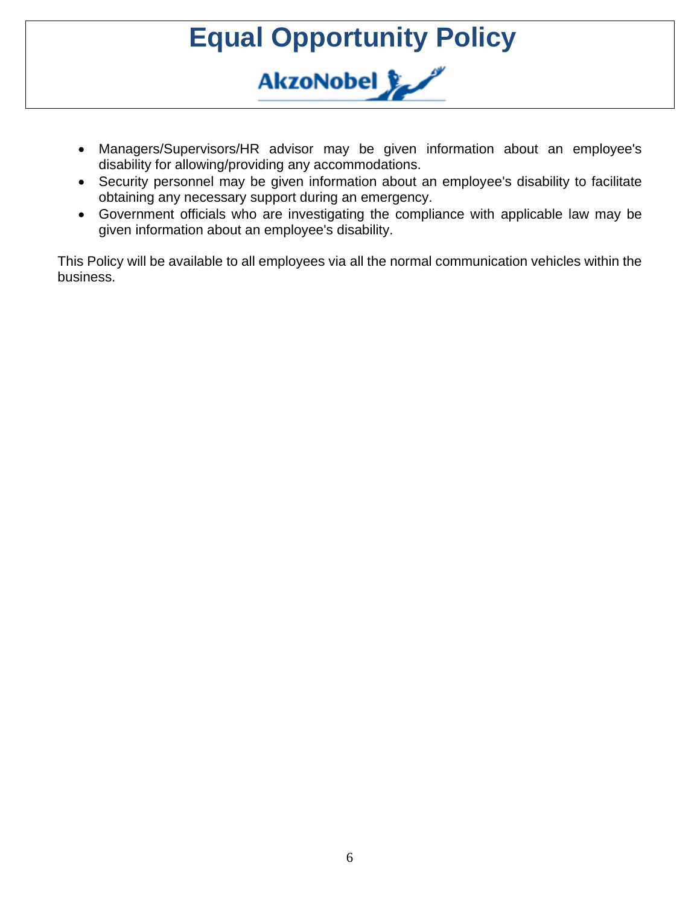- Managers/Supervisors/HR advisor may be given information about an employee's disability for allowing/providing any accommodations.
- Security personnel may be given information about an employee's disability to facilitate obtaining any necessary support during an emergency.
- Government officials who are investigating the compliance with applicable law may be given information about an employee's disability.

This Policy will be available to all employees via all the normal communication vehicles within the business.